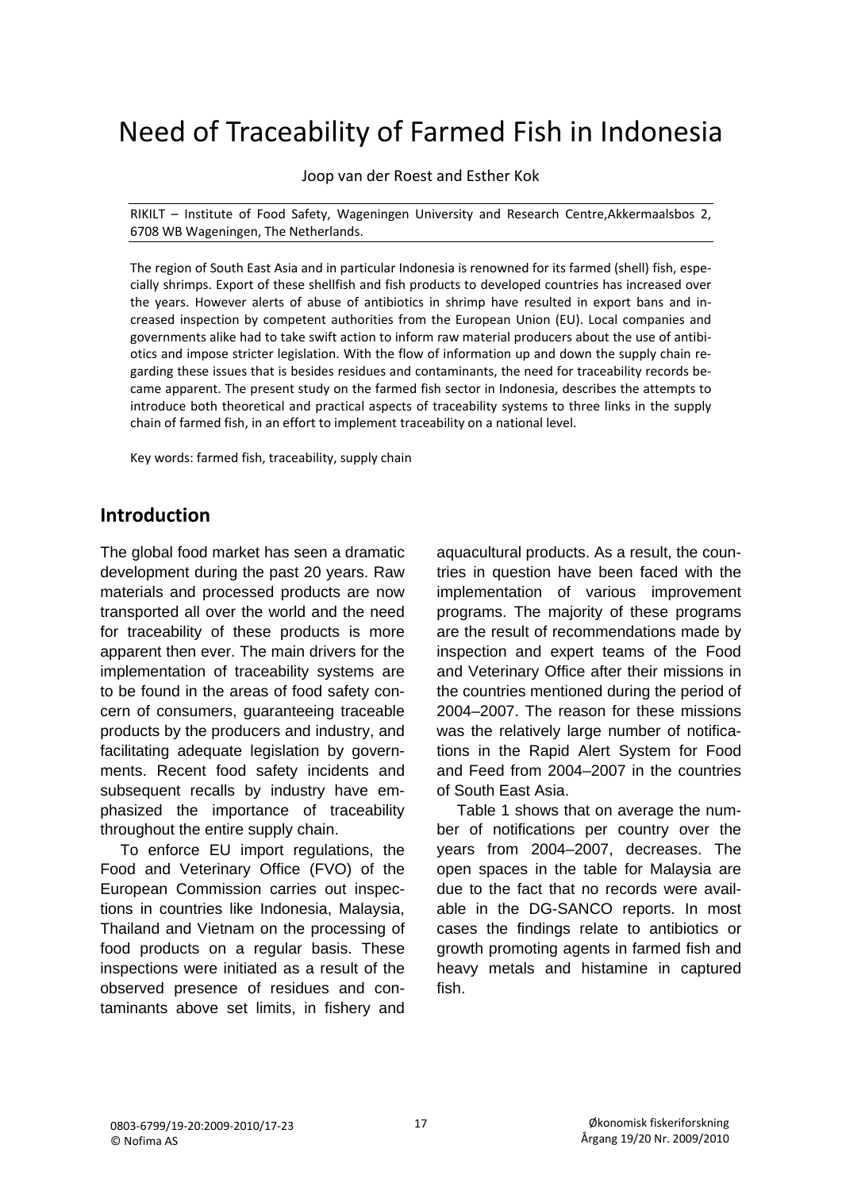# Need of Traceability of Farmed Fish in Indonesia

Joop van der Roest and Esther Kok

RIKILT – Institute of Food Safety, Wageningen University and Research Centre,Akkermaalsbos 2, 6708 WB Wageningen, The Netherlands.

The region of South East Asia and in particular Indonesia is renowned for its farmed (shell) fish, especially shrimps. Export of these shellfish and fish products to developed countries has increased over the years. However alerts of abuse of antibiotics in shrimp have resulted in export bans and increased inspection by competent authorities from the European Union (EU). Local companies and governments alike had to take swift action to inform raw material producers about the use of antibiotics and impose stricter legislation. With the flow of information up and down the supply chain regarding these issues that is besides residues and contaminants, the need for traceability records became apparent. The present study on the farmed fish sector in Indonesia, describes the attempts to introduce both theoretical and practical aspects of traceability systems to three links in the supply chain of farmed fish, in an effort to implement traceability on a national level.

Key words: farmed fish, traceability, supply chain

## Introduction

The global food market has seen a dramatic development during the past 20 years. Raw materials and processed products are now transported all over the world and the need for traceability of these products is more apparent then ever. The main drivers for the implementation of traceability systems are to be found in the areas of food safety concern of consumers, guaranteeing traceable products by the producers and industry, and facilitating adequate legislation by governments. Recent food safety incidents and subsequent recalls by industry have emphasized the importance of traceability throughout the entire supply chain.

To enforce EU import regulations, the Food and Veterinary Office (FVO) of the European Commission carries out inspections in countries like Indonesia, Malaysia, Thailand and Vietnam on the processing of food products on a regular basis. These inspections were initiated as a result of the observed presence of residues and contaminants above set limits, in fishery and aquacultural products. As a result, the countries in question have been faced with the implementation of various improvement programs. The majority of these programs are the result of recommendations made by inspection and expert teams of the Food and Veterinary Office after their missions in the countries mentioned during the period of 2004–2007. The reason for these missions was the relatively large number of notifications in the Rapid Alert System for Food and Feed from 2004–2007 in the countries of South East Asia.

Table 1 shows that on average the number of notifications per country over the years from 2004–2007, decreases. The open spaces in the table for Malaysia are due to the fact that no records were available in the DG-SANCO reports. In most cases the findings relate to antibiotics or growth promoting agents in farmed fish and heavy metals and histamine in captured fish.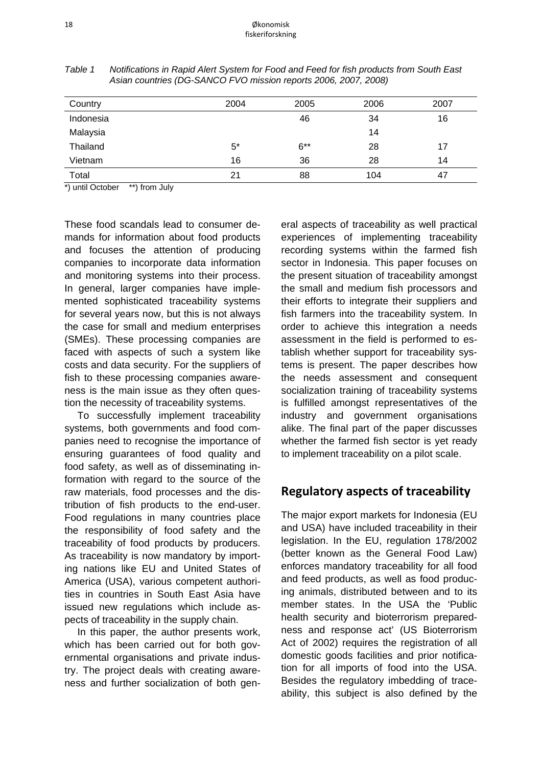*Table 1 Notifications in Rapid Alert System for Food and Feed for fish products from South East Asian countries (DG-SANCO FVO mission reports 2006, 2007, 2008)*

| Country | 2004 | 2005 | 2006 | 2007 |
|---|---|---|---|---|
| Indonesia | | 46 | 34 | 16 |
| Malaysia | | | 14 | |
| Thailand | 5* | 6** | 28 | 17 |
| Vietnam | 16 | 36 | 28 | 14 |
| Total | 21 | 88 | 104 | 47 |

*) until October **) from July

These food scandals lead to consumer demands for information about food products and focuses the attention of producing companies to incorporate data information and monitoring systems into their process. In general, larger companies have implemented sophisticated traceability systems for several years now, but this is not always the case for small and medium enterprises (SMEs). These processing companies are faced with aspects of such a system like costs and data security. For the suppliers of fish to these processing companies awareness is the main issue as they often question the necessity of traceability systems.

To successfully implement traceability systems, both governments and food companies need to recognise the importance of ensuring guarantees of food quality and food safety, as well as of disseminating information with regard to the source of the raw materials, food processes and the distribution of fish products to the end-user. Food regulations in many countries place the responsibility of food safety and the traceability of food products by producers. As traceability is now mandatory by importing nations like EU and United States of America (USA), various competent authorities in countries in South East Asia have issued new regulations which include aspects of traceability in the supply chain.

In this paper, the author presents work, which has been carried out for both governmental organisations and private industry. The project deals with creating awareness and further socialization of both general aspects of traceability as well practical experiences of implementing traceability recording systems within the farmed fish sector in Indonesia. This paper focuses on the present situation of traceability amongst the small and medium fish processors and their efforts to integrate their suppliers and fish farmers into the traceability system. In order to achieve this integration a needs assessment in the field is performed to establish whether support for traceability systems is present. The paper describes how the needs assessment and consequent socialization training of traceability systems is fulfilled amongst representatives of the industry and government organisations alike. The final part of the paper discusses whether the farmed fish sector is yet ready to implement traceability on a pilot scale.

## Regulatory aspects of traceability

The major export markets for Indonesia (EU and USA) have included traceability in their legislation. In the EU, regulation 178/2002 (better known as the General Food Law) enforces mandatory traceability for all food and feed products, as well as food producing animals, distributed between and to its member states. In the USA the 'Public health security and bioterrorism preparedness and response act' (US Bioterrorism Act of 2002) requires the registration of all domestic goods facilities and prior notification for all imports of food into the USA. Besides the regulatory imbedding of traceability, this subject is also defined by the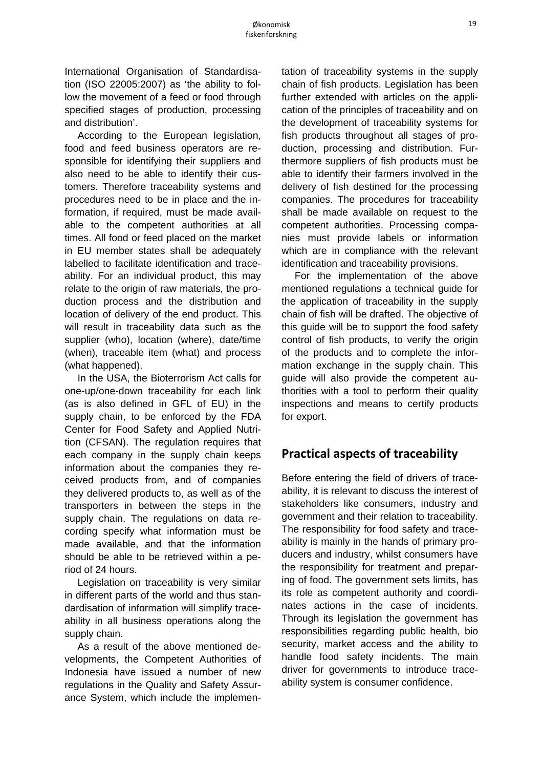International Organisation of Standardisation (ISO 22005:2007) as 'the ability to follow the movement of a feed or food through specified stages of production, processing and distribution'.

According to the European legislation, food and feed business operators are responsible for identifying their suppliers and also need to be able to identify their customers. Therefore traceability systems and procedures need to be in place and the information, if required, must be made available to the competent authorities at all times. All food or feed placed on the market in EU member states shall be adequately labelled to facilitate identification and traceability. For an individual product, this may relate to the origin of raw materials, the production process and the distribution and location of delivery of the end product. This will result in traceability data such as the supplier (who), location (where), date/time (when), traceable item (what) and process (what happened).

In the USA, the Bioterrorism Act calls for one-up/one-down traceability for each link (as is also defined in GFL of EU) in the supply chain, to be enforced by the FDA Center for Food Safety and Applied Nutrition (CFSAN). The regulation requires that each company in the supply chain keeps information about the companies they received products from, and of companies they delivered products to, as well as of the transporters in between the steps in the supply chain. The regulations on data recording specify what information must be made available, and that the information should be able to be retrieved within a period of 24 hours.

Legislation on traceability is very similar in different parts of the world and thus standardisation of information will simplify traceability in all business operations along the supply chain.

As a result of the above mentioned developments, the Competent Authorities of Indonesia have issued a number of new regulations in the Quality and Safety Assurance System, which include the implementation of traceability systems in the supply chain of fish products. Legislation has been further extended with articles on the application of the principles of traceability and on the development of traceability systems for fish products throughout all stages of production, processing and distribution. Furthermore suppliers of fish products must be able to identify their farmers involved in the delivery of fish destined for the processing companies. The procedures for traceability shall be made available on request to the competent authorities. Processing companies must provide labels or information which are in compliance with the relevant identification and traceability provisions.

For the implementation of the above mentioned regulations a technical guide for the application of traceability in the supply chain of fish will be drafted. The objective of this guide will be to support the food safety control of fish products, to verify the origin of the products and to complete the information exchange in the supply chain. This guide will also provide the competent authorities with a tool to perform their quality inspections and means to certify products for export.

## Practical aspects of traceability

Before entering the field of drivers of traceability, it is relevant to discuss the interest of stakeholders like consumers, industry and government and their relation to traceability. The responsibility for food safety and traceability is mainly in the hands of primary producers and industry, whilst consumers have the responsibility for treatment and preparing of food. The government sets limits, has its role as competent authority and coordinates actions in the case of incidents. Through its legislation the government has responsibilities regarding public health, bio security, market access and the ability to handle food safety incidents. The main driver for governments to introduce traceability system is consumer confidence.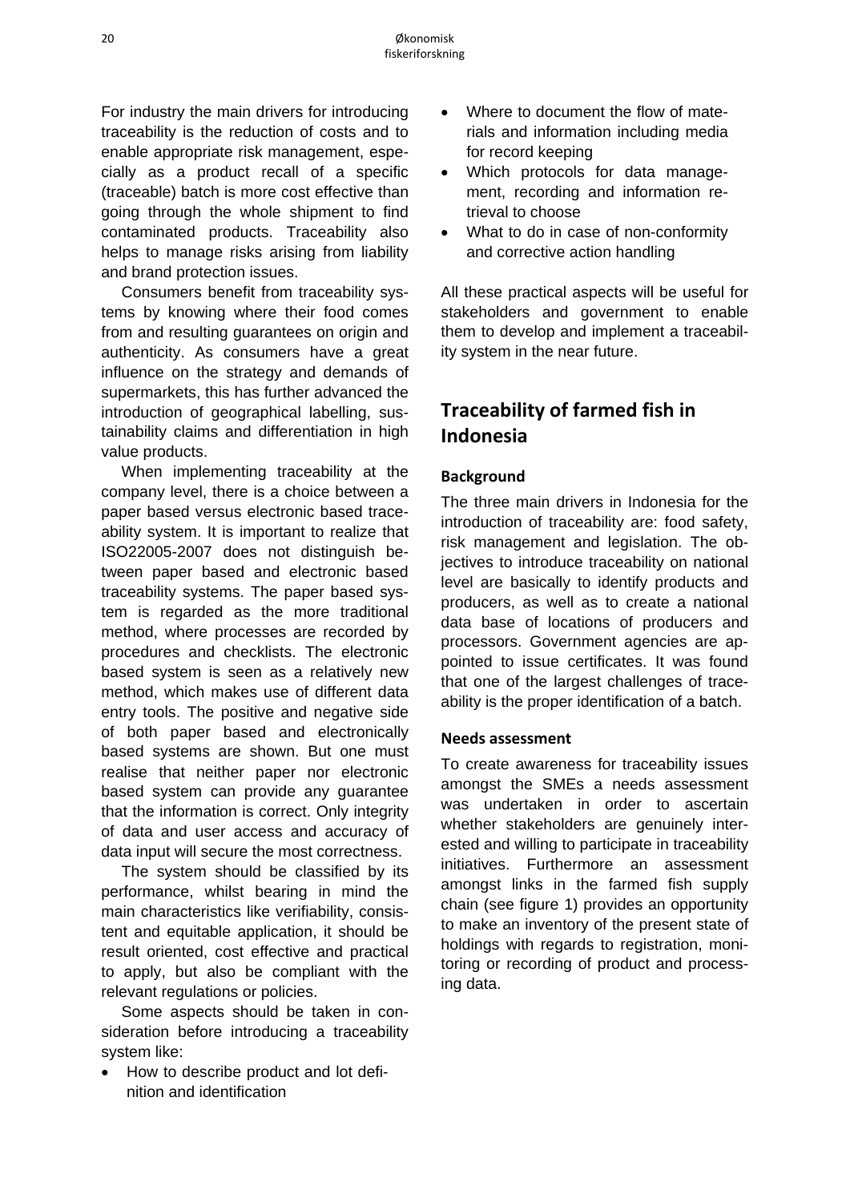For industry the main drivers for introducing traceability is the reduction of costs and to enable appropriate risk management, especially as a product recall of a specific (traceable) batch is more cost effective than going through the whole shipment to find contaminated products. Traceability also helps to manage risks arising from liability and brand protection issues.

Consumers benefit from traceability systems by knowing where their food comes from and resulting guarantees on origin and authenticity. As consumers have a great influence on the strategy and demands of supermarkets, this has further advanced the introduction of geographical labelling, sustainability claims and differentiation in high value products.

When implementing traceability at the company level, there is a choice between a paper based versus electronic based traceability system. It is important to realize that ISO22005-2007 does not distinguish between paper based and electronic based traceability systems. The paper based system is regarded as the more traditional method, where processes are recorded by procedures and checklists. The electronic based system is seen as a relatively new method, which makes use of different data entry tools. The positive and negative side of both paper based and electronically based systems are shown. But one must realise that neither paper nor electronic based system can provide any guarantee that the information is correct. Only integrity of data and user access and accuracy of data input will secure the most correctness.

The system should be classified by its performance, whilst bearing in mind the main characteristics like verifiability, consistent and equitable application, it should be result oriented, cost effective and practical to apply, but also be compliant with the relevant regulations or policies.

Some aspects should be taken in consideration before introducing a traceability system like:

- How to describe product and lot definition and identification
- Where to document the flow of materials and information including media for record keeping
- Which protocols for data management, recording and information retrieval to choose
- What to do in case of non-conformity and corrective action handling

All these practical aspects will be useful for stakeholders and government to enable them to develop and implement a traceability system in the near future.

## Traceability of farmed fish in Indonesia

### Background

The three main drivers in Indonesia for the introduction of traceability are: food safety, risk management and legislation. The objectives to introduce traceability on national level are basically to identify products and producers, as well as to create a national data base of locations of producers and processors. Government agencies are appointed to issue certificates. It was found that one of the largest challenges of traceability is the proper identification of a batch.

### Needs assessment

To create awareness for traceability issues amongst the SMEs a needs assessment was undertaken in order to ascertain whether stakeholders are genuinely interested and willing to participate in traceability initiatives. Furthermore an assessment amongst links in the farmed fish supply chain (see figure 1) provides an opportunity to make an inventory of the present state of holdings with regards to registration, monitoring or recording of product and processing data.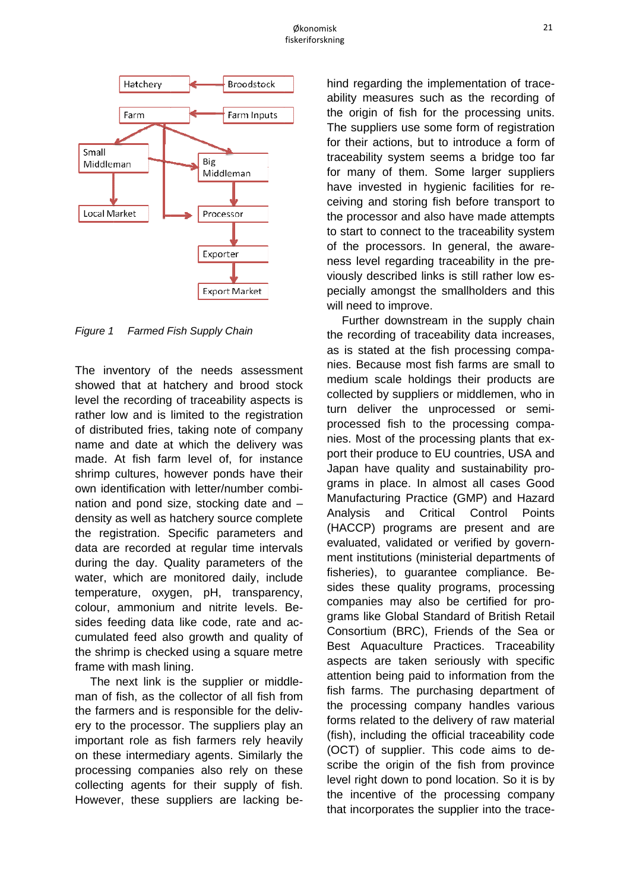Hatchery ← Broodstock

Farm ← Farm Inputs

Small Middleman → Local Market

Big Middleman → Processor → Exporter → Export Market

*Figure 1 Farmed Fish Supply Chain*

The inventory of the needs assessment showed that at hatchery and brood stock level the recording of traceability aspects is rather low and is limited to the registration of distributed fries, taking note of company name and date at which the delivery was made. At fish farm level of, for instance shrimp cultures, however ponds have their own identification with letter/number combination and pond size, stocking date and – density as well as hatchery source complete the registration. Specific parameters and data are recorded at regular time intervals during the day. Quality parameters of the water, which are monitored daily, include temperature, oxygen, pH, transparency, colour, ammonium and nitrite levels. Besides feeding data like code, rate and accumulated feed also growth and quality of the shrimp is checked using a square metre frame with mash lining.

The next link is the supplier or middleman of fish, as the collector of all fish from the farmers and is responsible for the delivery to the processor. The suppliers play an important role as fish farmers rely heavily on these intermediary agents. Similarly the processing companies also rely on these collecting agents for their supply of fish. However, these suppliers are lacking behind regarding the implementation of traceability measures such as the recording of the origin of fish for the processing units. The suppliers use some form of registration for their actions, but to introduce a form of traceability system seems a bridge too far for many of them. Some larger suppliers have invested in hygienic facilities for receiving and storing fish before transport to the processor and also have made attempts to start to connect to the traceability system of the processors. In general, the awareness level regarding traceability in the previously described links is still rather low especially amongst the smallholders and this will need to improve.

Further downstream in the supply chain the recording of traceability data increases, as is stated at the fish processing companies. Because most fish farms are small to medium scale holdings their products are collected by suppliers or middlemen, who in turn deliver the unprocessed or semi-processed fish to the processing companies. Most of the processing plants that export their produce to EU countries, USA and Japan have quality and sustainability programs in place. In almost all cases Good Manufacturing Practice (GMP) and Hazard Analysis and Critical Control Points (HACCP) programs are present and are evaluated, validated or verified by government institutions (ministerial departments of fisheries), to guarantee compliance. Besides these quality programs, processing companies may also be certified for programs like Global Standard of British Retail Consortium (BRC), Friends of the Sea or Best Aquaculture Practices. Traceability aspects are taken seriously with specific attention being paid to information from the fish farms. The purchasing department of the processing company handles various forms related to the delivery of raw material (fish), including the official traceability code (OCT) of supplier. This code aims to describe the origin of the fish from province level right down to pond location. So it is by the incentive of the processing company that incorporates the supplier into the trace-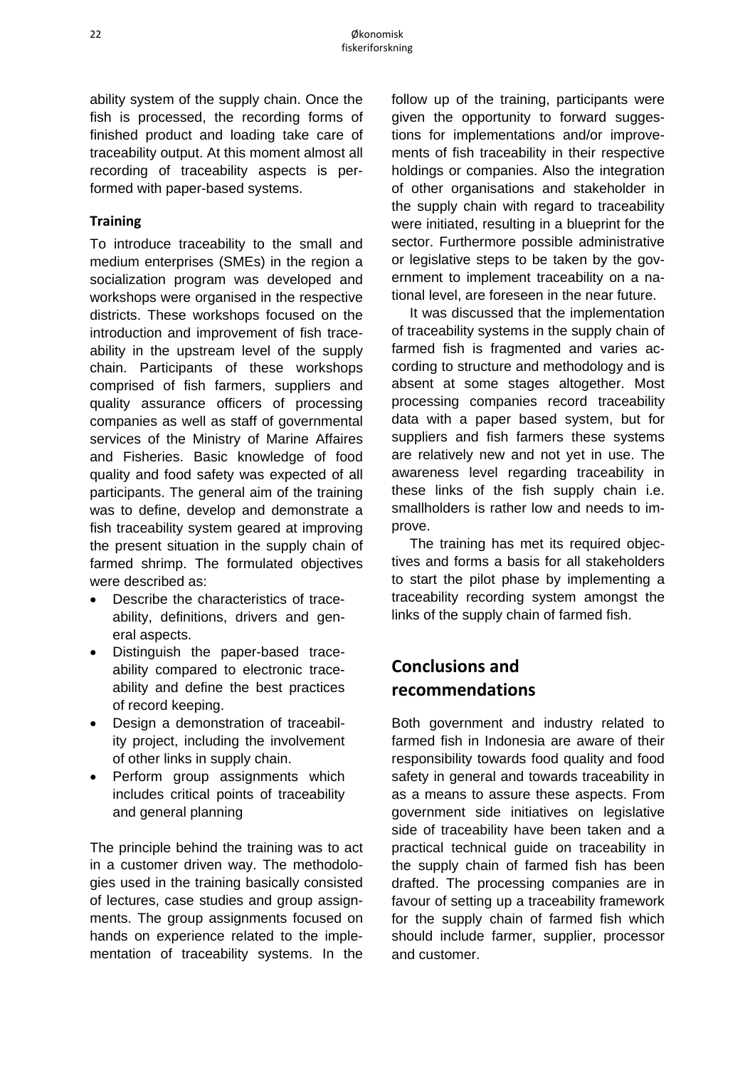ability system of the supply chain. Once the fish is processed, the recording forms of finished product and loading take care of traceability output. At this moment almost all recording of traceability aspects is performed with paper-based systems.

### Training

To introduce traceability to the small and medium enterprises (SMEs) in the region a socialization program was developed and workshops were organised in the respective districts. These workshops focused on the introduction and improvement of fish traceability in the upstream level of the supply chain. Participants of these workshops comprised of fish farmers, suppliers and quality assurance officers of processing companies as well as staff of governmental services of the Ministry of Marine Affaires and Fisheries. Basic knowledge of food quality and food safety was expected of all participants. The general aim of the training was to define, develop and demonstrate a fish traceability system geared at improving the present situation in the supply chain of farmed shrimp. The formulated objectives were described as:

- Describe the characteristics of traceability, definitions, drivers and general aspects.
- Distinguish the paper-based traceability compared to electronic traceability and define the best practices of record keeping.
- Design a demonstration of traceability project, including the involvement of other links in supply chain.
- Perform group assignments which includes critical points of traceability and general planning

The principle behind the training was to act in a customer driven way. The methodologies used in the training basically consisted of lectures, case studies and group assignments. The group assignments focused on hands on experience related to the implementation of traceability systems. In the follow up of the training, participants were given the opportunity to forward suggestions for implementations and/or improvements of fish traceability in their respective holdings or companies. Also the integration of other organisations and stakeholder in the supply chain with regard to traceability were initiated, resulting in a blueprint for the sector. Furthermore possible administrative or legislative steps to be taken by the government to implement traceability on a national level, are foreseen in the near future.

It was discussed that the implementation of traceability systems in the supply chain of farmed fish is fragmented and varies according to structure and methodology and is absent at some stages altogether. Most processing companies record traceability data with a paper based system, but for suppliers and fish farmers these systems are relatively new and not yet in use. The awareness level regarding traceability in these links of the fish supply chain i.e. smallholders is rather low and needs to improve.

The training has met its required objectives and forms a basis for all stakeholders to start the pilot phase by implementing a traceability recording system amongst the links of the supply chain of farmed fish.

## Conclusions and recommendations

Both government and industry related to farmed fish in Indonesia are aware of their responsibility towards food quality and food safety in general and towards traceability in as a means to assure these aspects. From government side initiatives on legislative side of traceability have been taken and a practical technical guide on traceability in the supply chain of farmed fish has been drafted. The processing companies are in favour of setting up a traceability framework for the supply chain of farmed fish which should include farmer, supplier, processor and customer.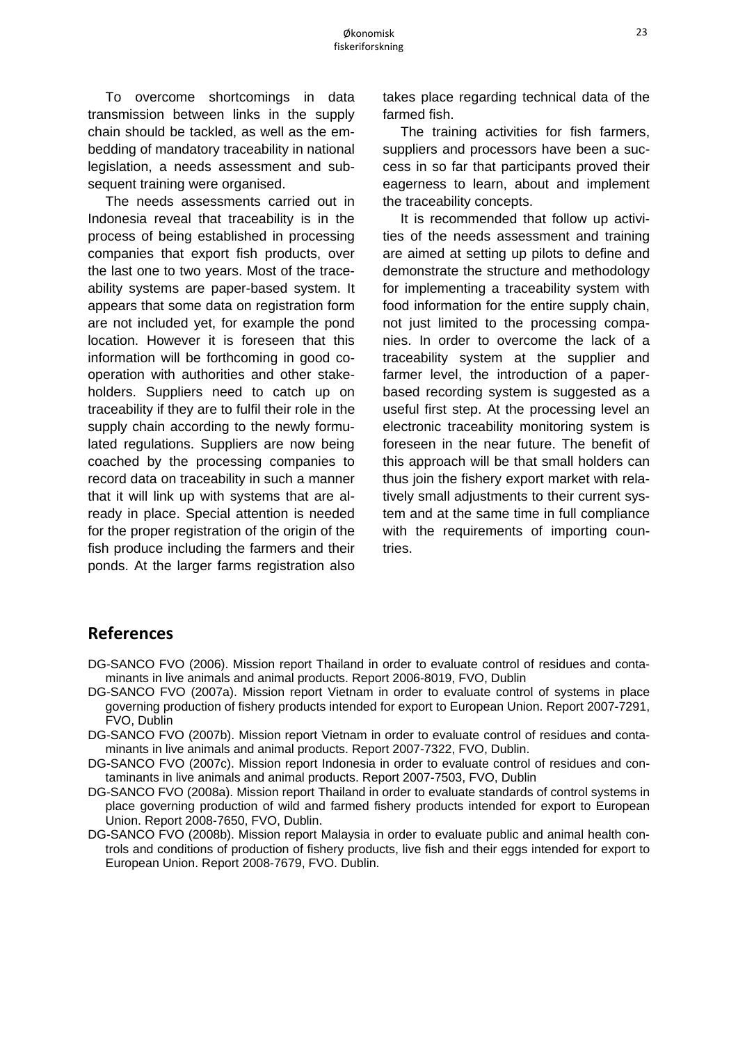To overcome shortcomings in data transmission between links in the supply chain should be tackled, as well as the embedding of mandatory traceability in national legislation, a needs assessment and subsequent training were organised.

The needs assessments carried out in Indonesia reveal that traceability is in the process of being established in processing companies that export fish products, over the last one to two years. Most of the traceability systems are paper-based system. It appears that some data on registration form are not included yet, for example the pond location. However it is foreseen that this information will be forthcoming in good cooperation with authorities and other stakeholders. Suppliers need to catch up on traceability if they are to fulfil their role in the supply chain according to the newly formulated regulations. Suppliers are now being coached by the processing companies to record data on traceability in such a manner that it will link up with systems that are already in place. Special attention is needed for the proper registration of the origin of the fish produce including the farmers and their ponds. At the larger farms registration also takes place regarding technical data of the farmed fish.

The training activities for fish farmers, suppliers and processors have been a success in so far that participants proved their eagerness to learn, about and implement the traceability concepts.

It is recommended that follow up activities of the needs assessment and training are aimed at setting up pilots to define and demonstrate the structure and methodology for implementing a traceability system with food information for the entire supply chain, not just limited to the processing companies. In order to overcome the lack of a traceability system at the supplier and farmer level, the introduction of a paper-based recording system is suggested as a useful first step. At the processing level an electronic traceability monitoring system is foreseen in the near future. The benefit of this approach will be that small holders can thus join the fishery export market with relatively small adjustments to their current system and at the same time in full compliance with the requirements of importing countries.

## References

DG-SANCO FVO (2006). Mission report Thailand in order to evaluate control of residues and contaminants in live animals and animal products. Report 2006-8019, FVO, Dublin

DG-SANCO FVO (2007a). Mission report Vietnam in order to evaluate control of systems in place governing production of fishery products intended for export to European Union. Report 2007-7291, FVO, Dublin

DG-SANCO FVO (2007b). Mission report Vietnam in order to evaluate control of residues and contaminants in live animals and animal products. Report 2007-7322, FVO, Dublin.

DG-SANCO FVO (2007c). Mission report Indonesia in order to evaluate control of residues and contaminants in live animals and animal products. Report 2007-7503, FVO, Dublin

DG-SANCO FVO (2008a). Mission report Thailand in order to evaluate standards of control systems in place governing production of wild and farmed fishery products intended for export to European Union. Report 2008-7650, FVO, Dublin.

DG-SANCO FVO (2008b). Mission report Malaysia in order to evaluate public and animal health controls and conditions of production of fishery products, live fish and their eggs intended for export to European Union. Report 2008-7679, FVO. Dublin.